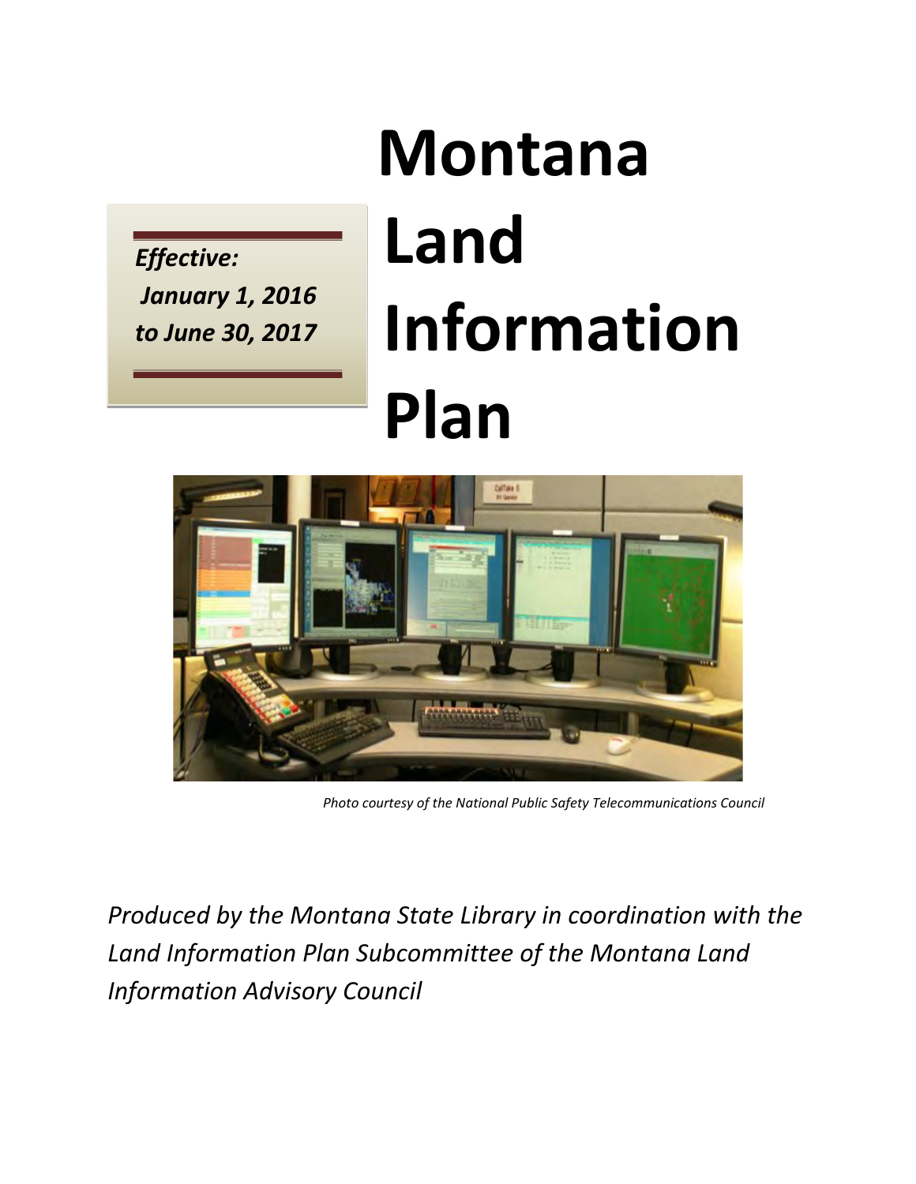# Montana Land Information Plan

*Effective: January 1, 2016 to June 30, 2017*

*Photo courtesy of the National Public Safety Telecommunications Council*

*Produced by the Montana State Library in coordination with the Land Information Plan Subcommittee of the Montana Land Information Advisory Council*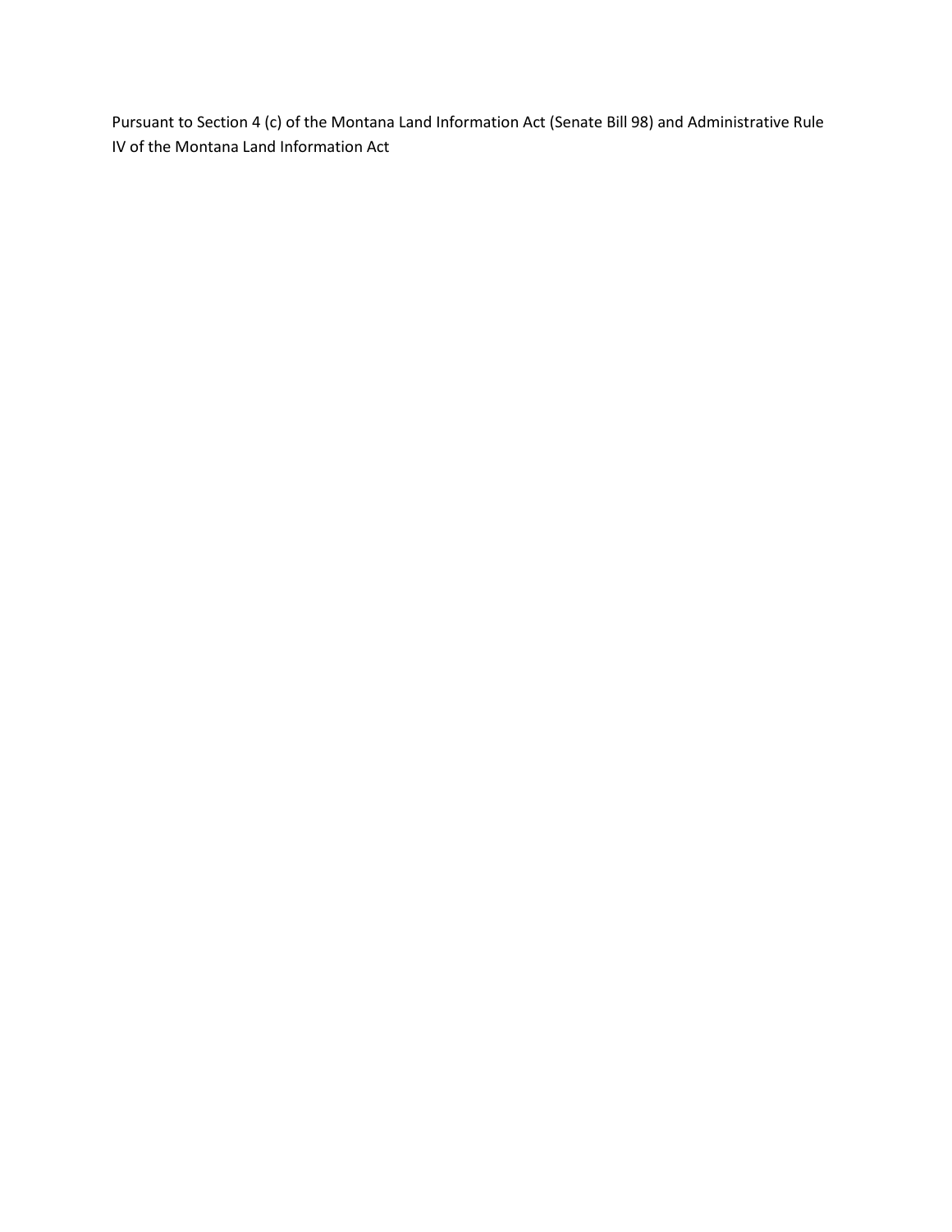Pursuant to Section 4 (c) of the Montana Land Information Act (Senate Bill 98) and Administrative Rule IV of the Montana Land Information Act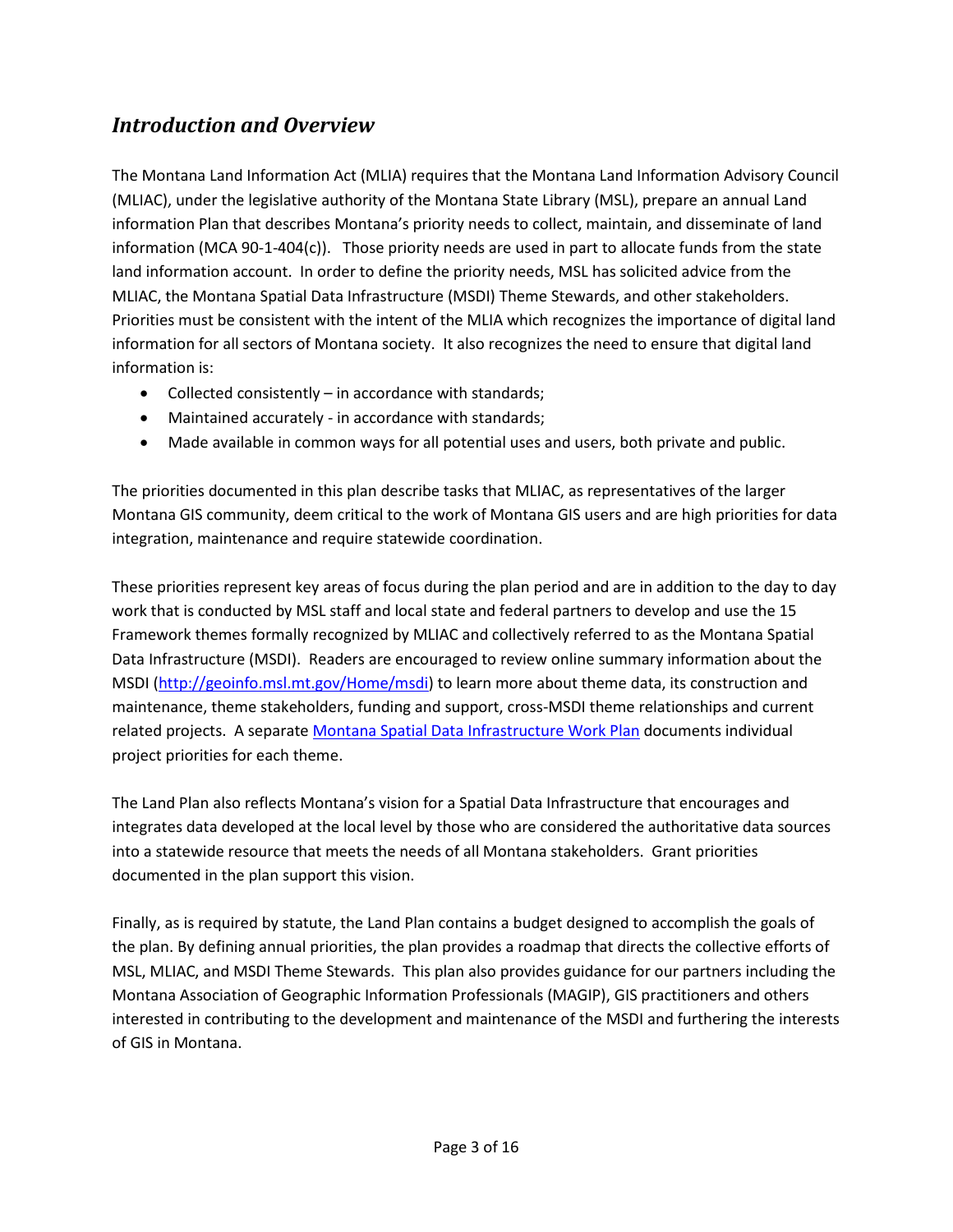## *Introduction and Overview*

The Montana Land Information Act (MLIA) requires that the Montana Land Information Advisory Council (MLIAC), under the legislative authority of the Montana State Library (MSL), prepare an annual Land information Plan that describes Montana's priority needs to collect, maintain, and disseminate of land information (MCA 90-1-404(c)). Those priority needs are used in part to allocate funds from the state land information account. In order to define the priority needs, MSL has solicited advice from the MLIAC, the Montana Spatial Data Infrastructure (MSDI) Theme Stewards, and other stakeholders. Priorities must be consistent with the intent of the MLIA which recognizes the importance of digital land information for all sectors of Montana society. It also recognizes the need to ensure that digital land information is:

- Collected consistently – in accordance with standards;
- Maintained accurately - in accordance with standards;
- Made available in common ways for all potential uses and users, both private and public.

The priorities documented in this plan describe tasks that MLIAC, as representatives of the larger Montana GIS community, deem critical to the work of Montana GIS users and are high priorities for data integration, maintenance and require statewide coordination.

These priorities represent key areas of focus during the plan period and are in addition to the day to day work that is conducted by MSL staff and local state and federal partners to develop and use the 15 Framework themes formally recognized by MLIAC and collectively referred to as the Montana Spatial Data Infrastructure (MSDI). Readers are encouraged to review online summary information about the MSDI (http://geoinfo.msl.mt.gov/Home/msdi) to learn more about theme data, its construction and maintenance, theme stakeholders, funding and support, cross-MSDI theme relationships and current related projects. A separate Montana Spatial Data Infrastructure Work Plan documents individual project priorities for each theme.

The Land Plan also reflects Montana's vision for a Spatial Data Infrastructure that encourages and integrates data developed at the local level by those who are considered the authoritative data sources into a statewide resource that meets the needs of all Montana stakeholders. Grant priorities documented in the plan support this vision.

Finally, as is required by statute, the Land Plan contains a budget designed to accomplish the goals of the plan. By defining annual priorities, the plan provides a roadmap that directs the collective efforts of MSL, MLIAC, and MSDI Theme Stewards. This plan also provides guidance for our partners including the Montana Association of Geographic Information Professionals (MAGIP), GIS practitioners and others interested in contributing to the development and maintenance of the MSDI and furthering the interests of GIS in Montana.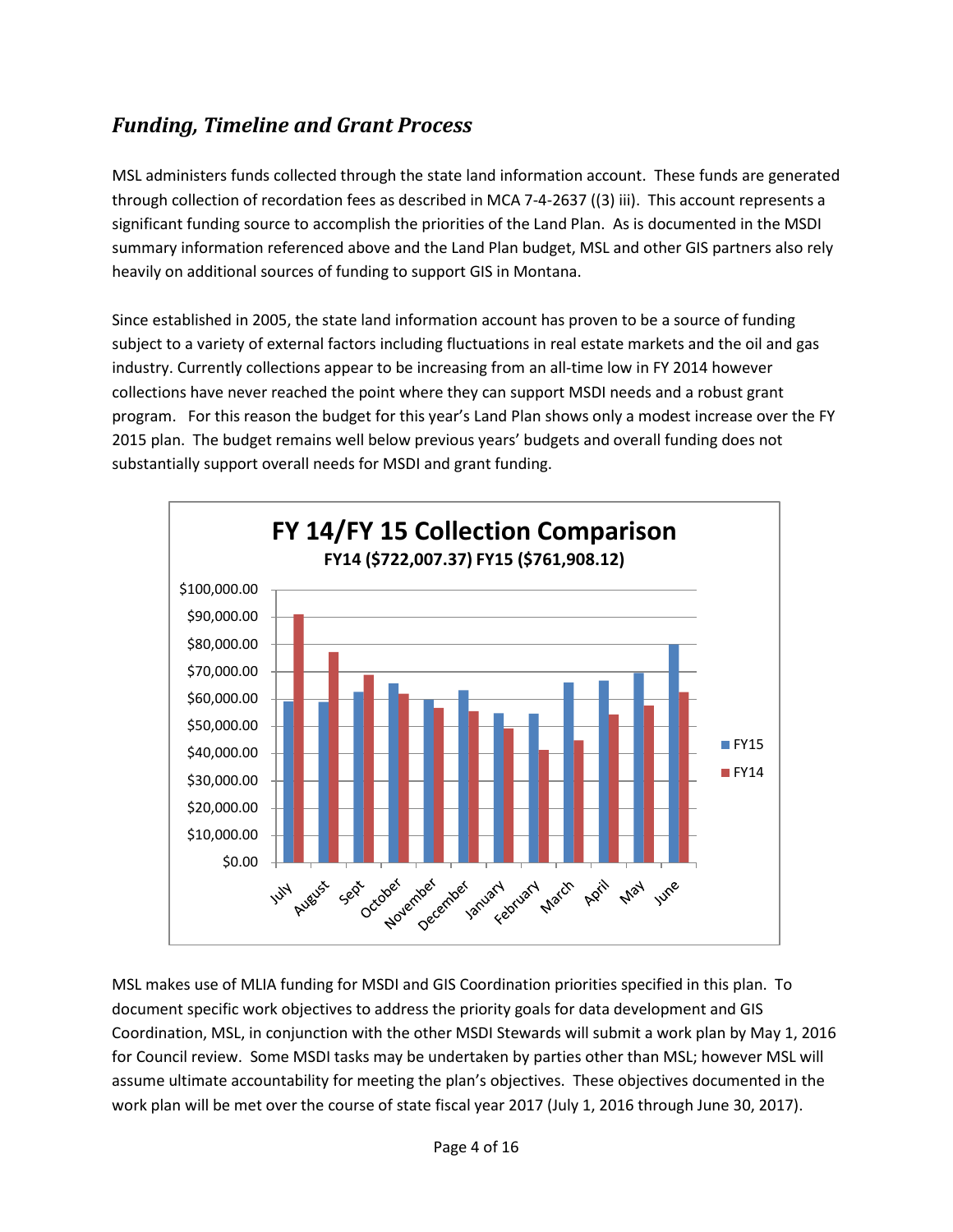## *Funding, Timeline and Grant Process*

MSL administers funds collected through the state land information account. These funds are generated through collection of recordation fees as described in MCA 7-4-2637 ((3) iii). This account represents a significant funding source to accomplish the priorities of the Land Plan. As is documented in the MSDI summary information referenced above and the Land Plan budget, MSL and other GIS partners also rely heavily on additional sources of funding to support GIS in Montana.

Since established in 2005, the state land information account has proven to be a source of funding subject to a variety of external factors including fluctuations in real estate markets and the oil and gas industry. Currently collections appear to be increasing from an all-time low in FY 2014 however collections have never reached the point where they can support MSDI needs and a robust grant program. For this reason the budget for this year's Land Plan shows only a modest increase over the FY 2015 plan. The budget remains well below previous years' budgets and overall funding does not substantially support overall needs for MSDI and grant funding.

**FY 14/FY 15 Collection Comparison**

**FY14 ($722,007.37) FY15 ($761,908.12)**

MSL makes use of MLIA funding for MSDI and GIS Coordination priorities specified in this plan. To document specific work objectives to address the priority goals for data development and GIS Coordination, MSL, in conjunction with the other MSDI Stewards will submit a work plan by May 1, 2016 for Council review. Some MSDI tasks may be undertaken by parties other than MSL; however MSL will assume ultimate accountability for meeting the plan's objectives. These objectives documented in the work plan will be met over the course of state fiscal year 2017 (July 1, 2016 through June 30, 2017).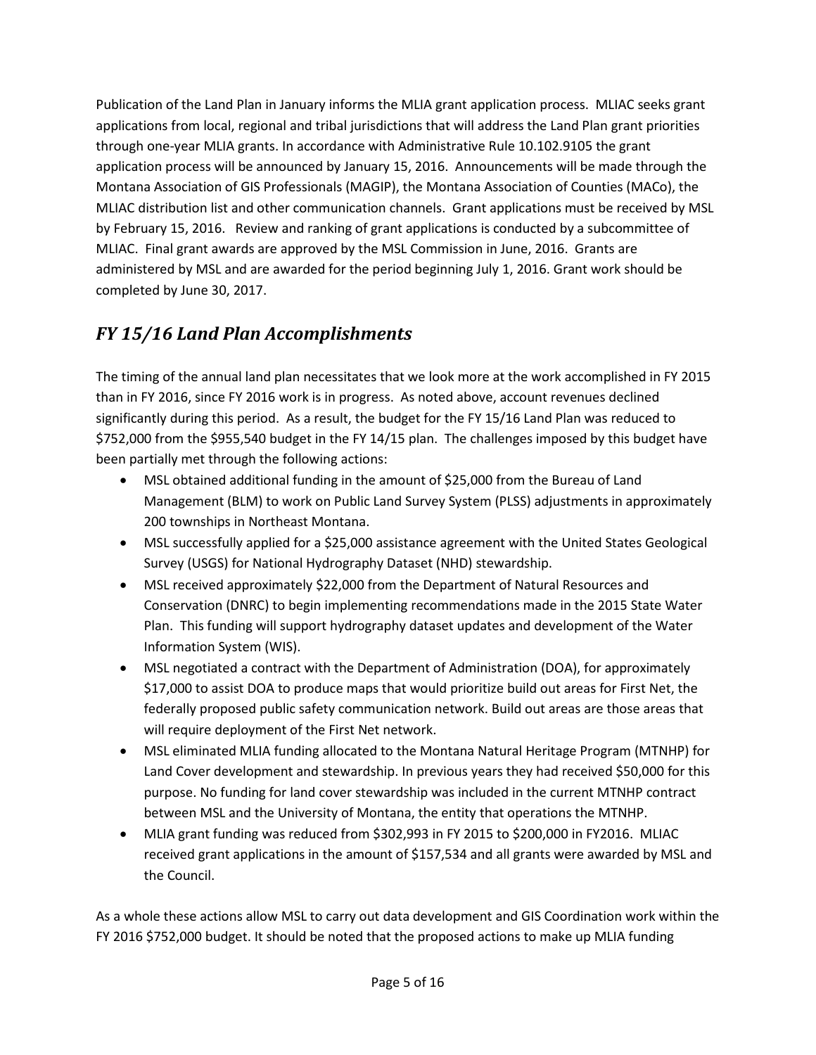Publication of the Land Plan in January informs the MLIA grant application process. MLIAC seeks grant applications from local, regional and tribal jurisdictions that will address the Land Plan grant priorities through one-year MLIA grants. In accordance with Administrative Rule 10.102.9105 the grant application process will be announced by January 15, 2016. Announcements will be made through the Montana Association of GIS Professionals (MAGIP), the Montana Association of Counties (MACo), the MLIAC distribution list and other communication channels. Grant applications must be received by MSL by February 15, 2016. Review and ranking of grant applications is conducted by a subcommittee of MLIAC. Final grant awards are approved by the MSL Commission in June, 2016. Grants are administered by MSL and are awarded for the period beginning July 1, 2016. Grant work should be completed by June 30, 2017.

## *FY 15/16 Land Plan Accomplishments*

The timing of the annual land plan necessitates that we look more at the work accomplished in FY 2015 than in FY 2016, since FY 2016 work is in progress. As noted above, account revenues declined significantly during this period. As a result, the budget for the FY 15/16 Land Plan was reduced to $752,000 from the $955,540 budget in the FY 14/15 plan. The challenges imposed by this budget have been partially met through the following actions:

- MSL obtained additional funding in the amount of $25,000 from the Bureau of Land Management (BLM) to work on Public Land Survey System (PLSS) adjustments in approximately 200 townships in Northeast Montana.
- MSL successfully applied for a $25,000 assistance agreement with the United States Geological Survey (USGS) for National Hydrography Dataset (NHD) stewardship.
- MSL received approximately $22,000 from the Department of Natural Resources and Conservation (DNRC) to begin implementing recommendations made in the 2015 State Water Plan. This funding will support hydrography dataset updates and development of the Water Information System (WIS).
- MSL negotiated a contract with the Department of Administration (DOA), for approximately $17,000 to assist DOA to produce maps that would prioritize build out areas for First Net, the federally proposed public safety communication network. Build out areas are those areas that will require deployment of the First Net network.
- MSL eliminated MLIA funding allocated to the Montana Natural Heritage Program (MTNHP) for Land Cover development and stewardship. In previous years they had received $50,000 for this purpose. No funding for land cover stewardship was included in the current MTNHP contract between MSL and the University of Montana, the entity that operations the MTNHP.
- MLIA grant funding was reduced from $302,993 in FY 2015 to $200,000 in FY2016. MLIAC received grant applications in the amount of $157,534 and all grants were awarded by MSL and the Council.

As a whole these actions allow MSL to carry out data development and GIS Coordination work within the FY 2016 $752,000 budget. It should be noted that the proposed actions to make up MLIA funding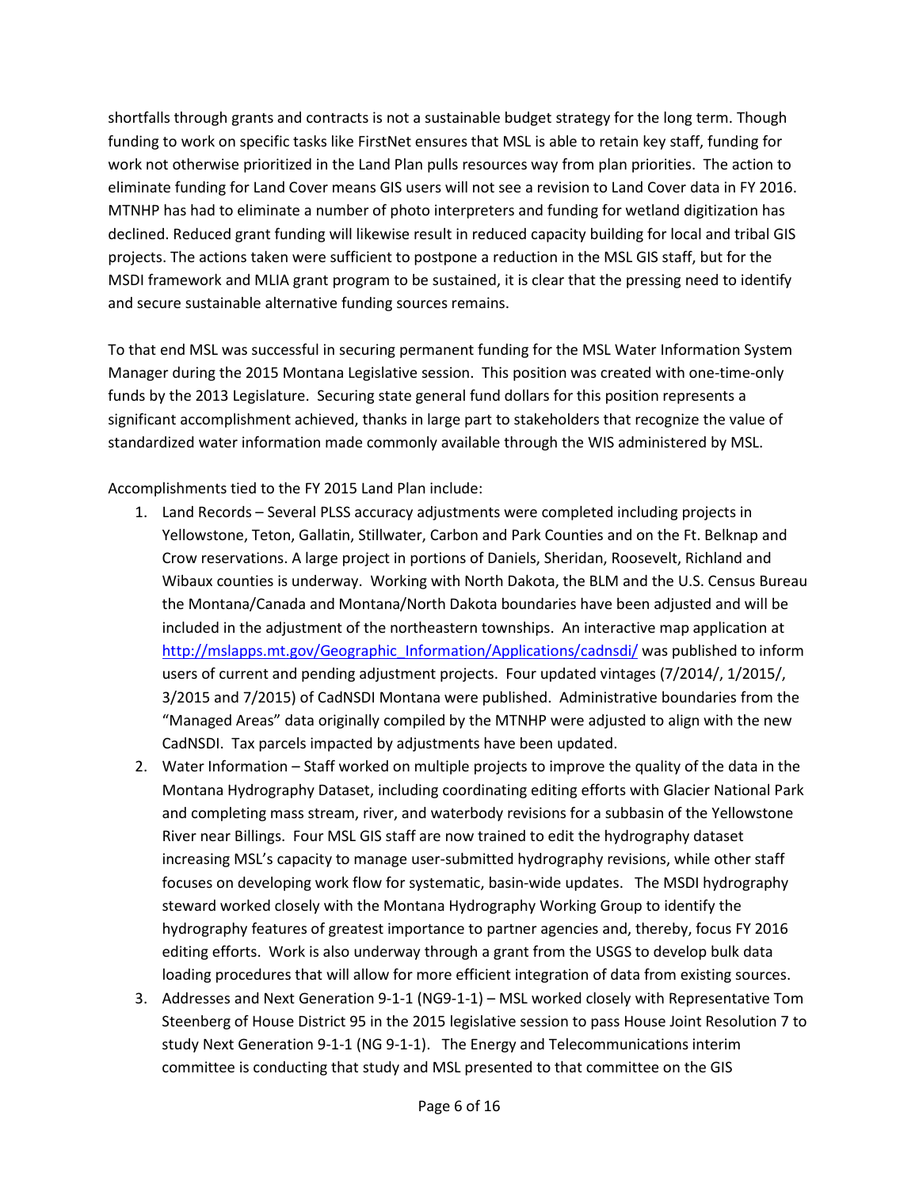shortfalls through grants and contracts is not a sustainable budget strategy for the long term. Though funding to work on specific tasks like FirstNet ensures that MSL is able to retain key staff, funding for work not otherwise prioritized in the Land Plan pulls resources way from plan priorities. The action to eliminate funding for Land Cover means GIS users will not see a revision to Land Cover data in FY 2016. MTNHP has had to eliminate a number of photo interpreters and funding for wetland digitization has declined. Reduced grant funding will likewise result in reduced capacity building for local and tribal GIS projects. The actions taken were sufficient to postpone a reduction in the MSL GIS staff, but for the MSDI framework and MLIA grant program to be sustained, it is clear that the pressing need to identify and secure sustainable alternative funding sources remains.

To that end MSL was successful in securing permanent funding for the MSL Water Information System Manager during the 2015 Montana Legislative session. This position was created with one-time-only funds by the 2013 Legislature. Securing state general fund dollars for this position represents a significant accomplishment achieved, thanks in large part to stakeholders that recognize the value of standardized water information made commonly available through the WIS administered by MSL.

Accomplishments tied to the FY 2015 Land Plan include:

1. Land Records – Several PLSS accuracy adjustments were completed including projects in Yellowstone, Teton, Gallatin, Stillwater, Carbon and Park Counties and on the Ft. Belknap and Crow reservations. A large project in portions of Daniels, Sheridan, Roosevelt, Richland and Wibaux counties is underway. Working with North Dakota, the BLM and the U.S. Census Bureau the Montana/Canada and Montana/North Dakota boundaries have been adjusted and will be included in the adjustment of the northeastern townships. An interactive map application at [http://mslapps.mt.gov/Geographic_Information/Applications/cadnsdi/](http://mslapps.mt.gov/Geographic_Information/Applications/cadnsdi/) was published to inform users of current and pending adjustment projects. Four updated vintages (7/2014/, 1/2015/, 3/2015 and 7/2015) of CadNSDI Montana were published. Administrative boundaries from the "Managed Areas" data originally compiled by the MTNHP were adjusted to align with the new CadNSDI. Tax parcels impacted by adjustments have been updated.
2. Water Information – Staff worked on multiple projects to improve the quality of the data in the Montana Hydrography Dataset, including coordinating editing efforts with Glacier National Park and completing mass stream, river, and waterbody revisions for a subbasin of the Yellowstone River near Billings. Four MSL GIS staff are now trained to edit the hydrography dataset increasing MSL's capacity to manage user-submitted hydrography revisions, while other staff focuses on developing work flow for systematic, basin-wide updates. The MSDI hydrography steward worked closely with the Montana Hydrography Working Group to identify the hydrography features of greatest importance to partner agencies and, thereby, focus FY 2016 editing efforts. Work is also underway through a grant from the USGS to develop bulk data loading procedures that will allow for more efficient integration of data from existing sources.
3. Addresses and Next Generation 9-1-1 (NG9-1-1) – MSL worked closely with Representative Tom Steenberg of House District 95 in the 2015 legislative session to pass House Joint Resolution 7 to study Next Generation 9-1-1 (NG 9-1-1). The Energy and Telecommunications interim committee is conducting that study and MSL presented to that committee on the GIS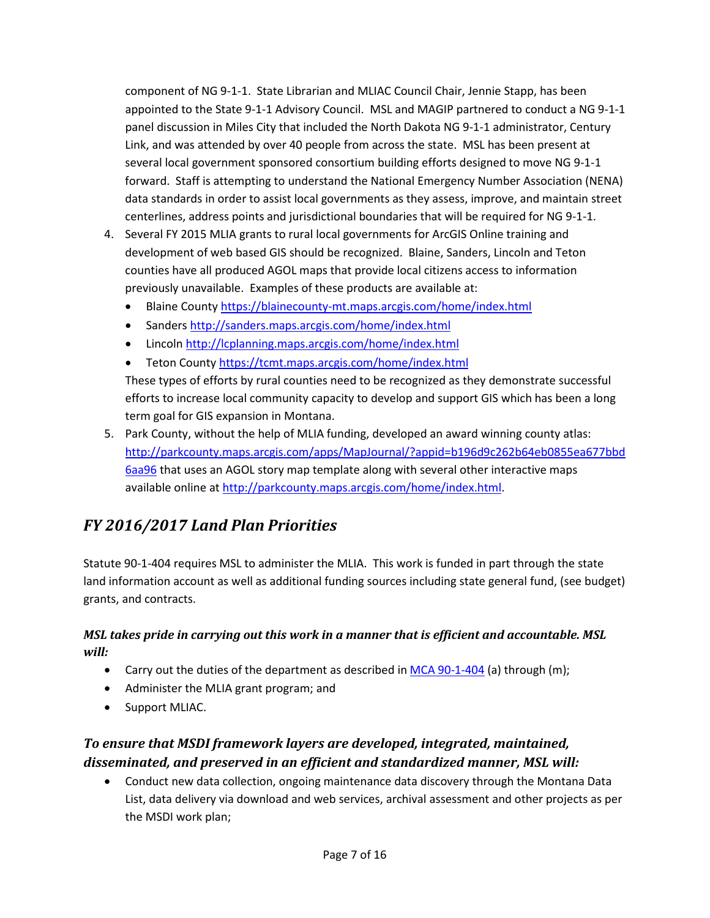component of NG 9-1-1. State Librarian and MLIAC Council Chair, Jennie Stapp, has been appointed to the State 9-1-1 Advisory Council. MSL and MAGIP partnered to conduct a NG 9-1-1 panel discussion in Miles City that included the North Dakota NG 9-1-1 administrator, Century Link, and was attended by over 40 people from across the state. MSL has been present at several local government sponsored consortium building efforts designed to move NG 9-1-1 forward. Staff is attempting to understand the National Emergency Number Association (NENA) data standards in order to assist local governments as they assess, improve, and maintain street centerlines, address points and jurisdictional boundaries that will be required for NG 9-1-1.

4. Several FY 2015 MLIA grants to rural local governments for ArcGIS Online training and development of web based GIS should be recognized. Blaine, Sanders, Lincoln and Teton counties have all produced AGOL maps that provide local citizens access to information previously unavailable. Examples of these products are available at:
   - Blaine County https://blainecounty-mt.maps.arcgis.com/home/index.html
   - Sanders http://sanders.maps.arcgis.com/home/index.html
   - Lincoln http://lcplanning.maps.arcgis.com/home/index.html
   - Teton County https://tcmt.maps.arcgis.com/home/index.html

   These types of efforts by rural counties need to be recognized as they demonstrate successful efforts to increase local community capacity to develop and support GIS which has been a long term goal for GIS expansion in Montana.
5. Park County, without the help of MLIA funding, developed an award winning county atlas: http://parkcounty.maps.arcgis.com/apps/MapJournal/?appid=b196d9c262b64eb0855ea677bbd6aa96 that uses an AGOL story map template along with several other interactive maps available online at http://parkcounty.maps.arcgis.com/home/index.html.

## *FY 2016/2017 Land Plan Priorities*

Statute 90-1-404 requires MSL to administer the MLIA. This work is funded in part through the state land information account as well as additional funding sources including state general fund, (see budget) grants, and contracts.

### ***MSL takes pride in carrying out this work in a manner that is efficient and accountable. MSL will:***

- Carry out the duties of the department as described in MCA 90-1-404 (a) through (m);
- Administer the MLIA grant program; and
- Support MLIAC.

### ***To ensure that MSDI framework layers are developed, integrated, maintained, disseminated, and preserved in an efficient and standardized manner, MSL will:***

- Conduct new data collection, ongoing maintenance data discovery through the Montana Data List, data delivery via download and web services, archival assessment and other projects as per the MSDI work plan;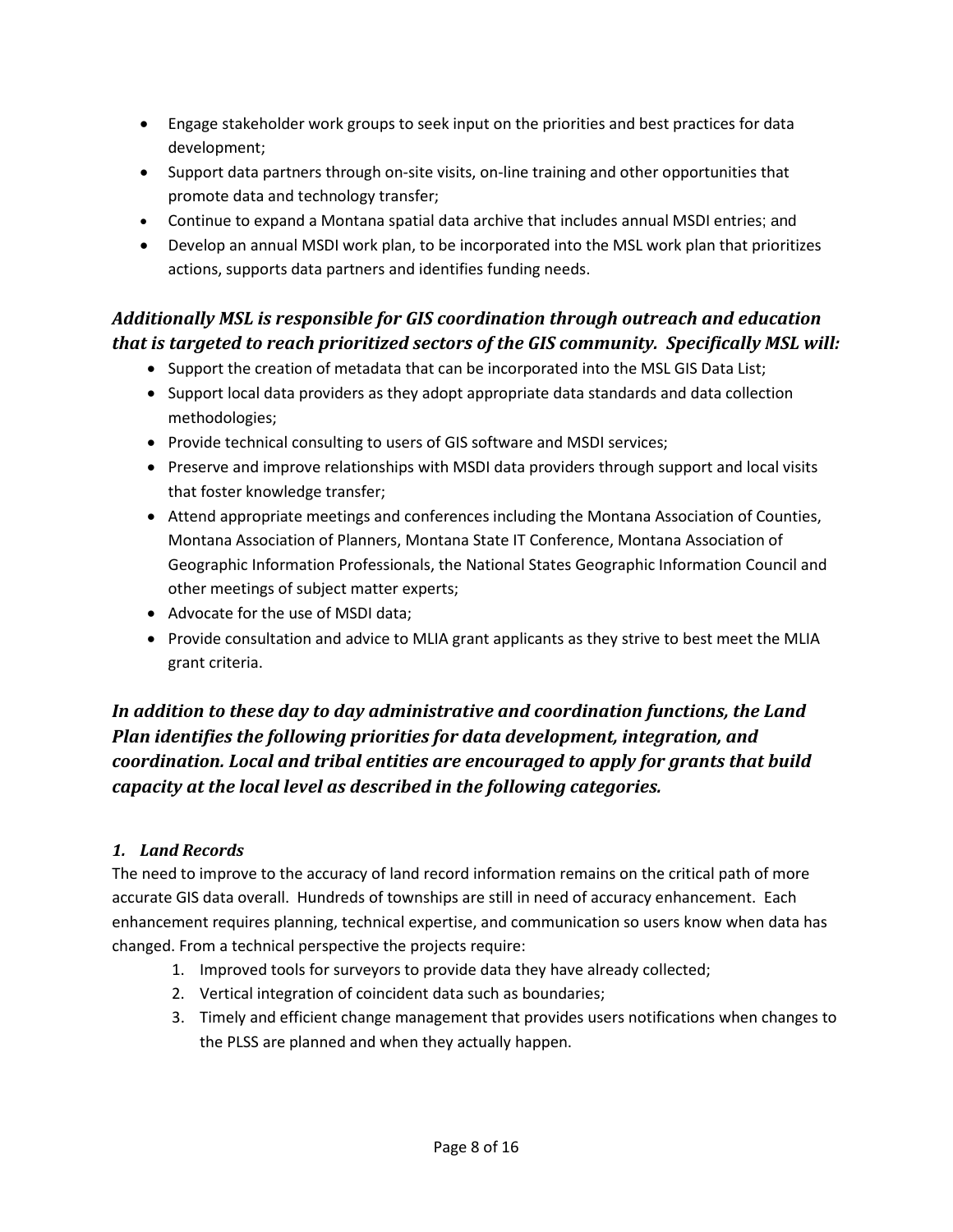- Engage stakeholder work groups to seek input on the priorities and best practices for data development;
- Support data partners through on-site visits, on-line training and other opportunities that promote data and technology transfer;
- Continue to expand a Montana spatial data archive that includes annual MSDI entries; and
- Develop an annual MSDI work plan, to be incorporated into the MSL work plan that prioritizes actions, supports data partners and identifies funding needs.

### *Additionally MSL is responsible for GIS coordination through outreach and education that is targeted to reach prioritized sectors of the GIS community. Specifically MSL will:*

- Support the creation of metadata that can be incorporated into the MSL GIS Data List;
- Support local data providers as they adopt appropriate data standards and data collection methodologies;
- Provide technical consulting to users of GIS software and MSDI services;
- Preserve and improve relationships with MSDI data providers through support and local visits that foster knowledge transfer;
- Attend appropriate meetings and conferences including the Montana Association of Counties, Montana Association of Planners, Montana State IT Conference, Montana Association of Geographic Information Professionals, the National States Geographic Information Council and other meetings of subject matter experts;
- Advocate for the use of MSDI data;
- Provide consultation and advice to MLIA grant applicants as they strive to best meet the MLIA grant criteria.

### *In addition to these day to day administrative and coordination functions, the Land Plan identifies the following priorities for data development, integration, and coordination. Local and tribal entities are encouraged to apply for grants that build capacity at the local level as described in the following categories.*

#### *1. Land Records*

The need to improve to the accuracy of land record information remains on the critical path of more accurate GIS data overall. Hundreds of townships are still in need of accuracy enhancement. Each enhancement requires planning, technical expertise, and communication so users know when data has changed. From a technical perspective the projects require:

1. Improved tools for surveyors to provide data they have already collected;
2. Vertical integration of coincident data such as boundaries;
3. Timely and efficient change management that provides users notifications when changes to the PLSS are planned and when they actually happen.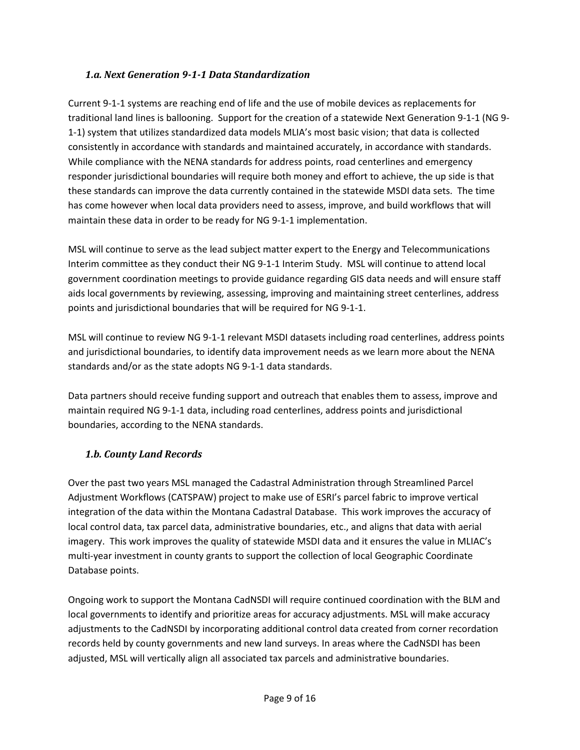### *1.a. Next Generation 9-1-1 Data Standardization*

Current 9-1-1 systems are reaching end of life and the use of mobile devices as replacements for traditional land lines is ballooning. Support for the creation of a statewide Next Generation 9-1-1 (NG 9-1-1) system that utilizes standardized data models MLIA's most basic vision; that data is collected consistently in accordance with standards and maintained accurately, in accordance with standards. While compliance with the NENA standards for address points, road centerlines and emergency responder jurisdictional boundaries will require both money and effort to achieve, the up side is that these standards can improve the data currently contained in the statewide MSDI data sets. The time has come however when local data providers need to assess, improve, and build workflows that will maintain these data in order to be ready for NG 9-1-1 implementation.

MSL will continue to serve as the lead subject matter expert to the Energy and Telecommunications Interim committee as they conduct their NG 9-1-1 Interim Study. MSL will continue to attend local government coordination meetings to provide guidance regarding GIS data needs and will ensure staff aids local governments by reviewing, assessing, improving and maintaining street centerlines, address points and jurisdictional boundaries that will be required for NG 9-1-1.

MSL will continue to review NG 9-1-1 relevant MSDI datasets including road centerlines, address points and jurisdictional boundaries, to identify data improvement needs as we learn more about the NENA standards and/or as the state adopts NG 9-1-1 data standards.

Data partners should receive funding support and outreach that enables them to assess, improve and maintain required NG 9-1-1 data, including road centerlines, address points and jurisdictional boundaries, according to the NENA standards.

### *1.b. County Land Records*

Over the past two years MSL managed the Cadastral Administration through Streamlined Parcel Adjustment Workflows (CATSPAW) project to make use of ESRI's parcel fabric to improve vertical integration of the data within the Montana Cadastral Database. This work improves the accuracy of local control data, tax parcel data, administrative boundaries, etc., and aligns that data with aerial imagery. This work improves the quality of statewide MSDI data and it ensures the value in MLIAC's multi-year investment in county grants to support the collection of local Geographic Coordinate Database points.

Ongoing work to support the Montana CadNSDI will require continued coordination with the BLM and local governments to identify and prioritize areas for accuracy adjustments. MSL will make accuracy adjustments to the CadNSDI by incorporating additional control data created from corner recordation records held by county governments and new land surveys. In areas where the CadNSDI has been adjusted, MSL will vertically align all associated tax parcels and administrative boundaries.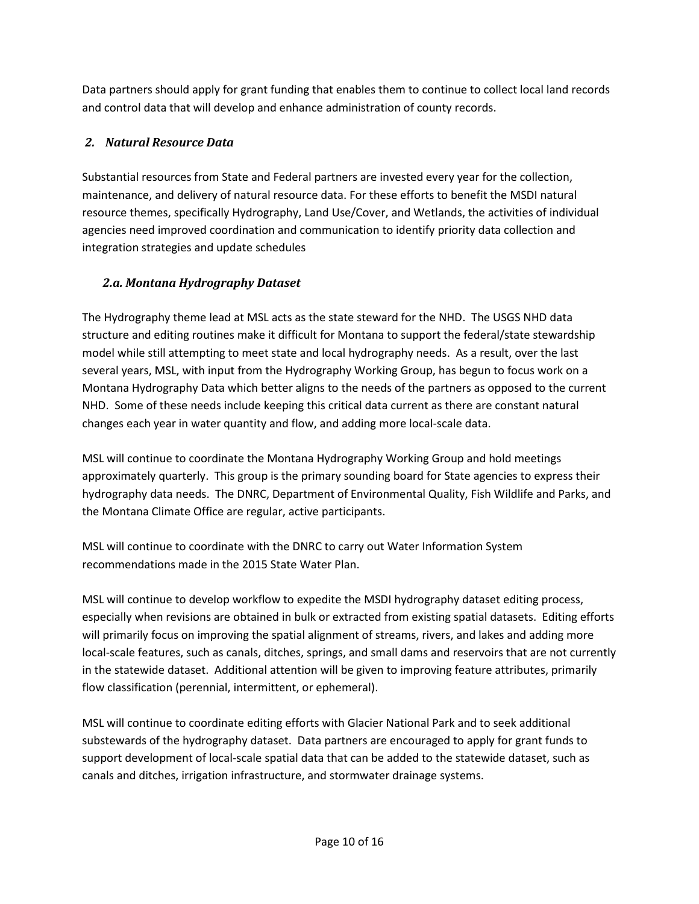Data partners should apply for grant funding that enables them to continue to collect local land records and control data that will develop and enhance administration of county records.

## *2. Natural Resource Data*

Substantial resources from State and Federal partners are invested every year for the collection, maintenance, and delivery of natural resource data. For these efforts to benefit the MSDI natural resource themes, specifically Hydrography, Land Use/Cover, and Wetlands, the activities of individual agencies need improved coordination and communication to identify priority data collection and integration strategies and update schedules

### *2.a. Montana Hydrography Dataset*

The Hydrography theme lead at MSL acts as the state steward for the NHD. The USGS NHD data structure and editing routines make it difficult for Montana to support the federal/state stewardship model while still attempting to meet state and local hydrography needs. As a result, over the last several years, MSL, with input from the Hydrography Working Group, has begun to focus work on a Montana Hydrography Data which better aligns to the needs of the partners as opposed to the current NHD. Some of these needs include keeping this critical data current as there are constant natural changes each year in water quantity and flow, and adding more local-scale data.

MSL will continue to coordinate the Montana Hydrography Working Group and hold meetings approximately quarterly. This group is the primary sounding board for State agencies to express their hydrography data needs. The DNRC, Department of Environmental Quality, Fish Wildlife and Parks, and the Montana Climate Office are regular, active participants.

MSL will continue to coordinate with the DNRC to carry out Water Information System recommendations made in the 2015 State Water Plan.

MSL will continue to develop workflow to expedite the MSDI hydrography dataset editing process, especially when revisions are obtained in bulk or extracted from existing spatial datasets. Editing efforts will primarily focus on improving the spatial alignment of streams, rivers, and lakes and adding more local-scale features, such as canals, ditches, springs, and small dams and reservoirs that are not currently in the statewide dataset. Additional attention will be given to improving feature attributes, primarily flow classification (perennial, intermittent, or ephemeral).

MSL will continue to coordinate editing efforts with Glacier National Park and to seek additional substewards of the hydrography dataset. Data partners are encouraged to apply for grant funds to support development of local-scale spatial data that can be added to the statewide dataset, such as canals and ditches, irrigation infrastructure, and stormwater drainage systems.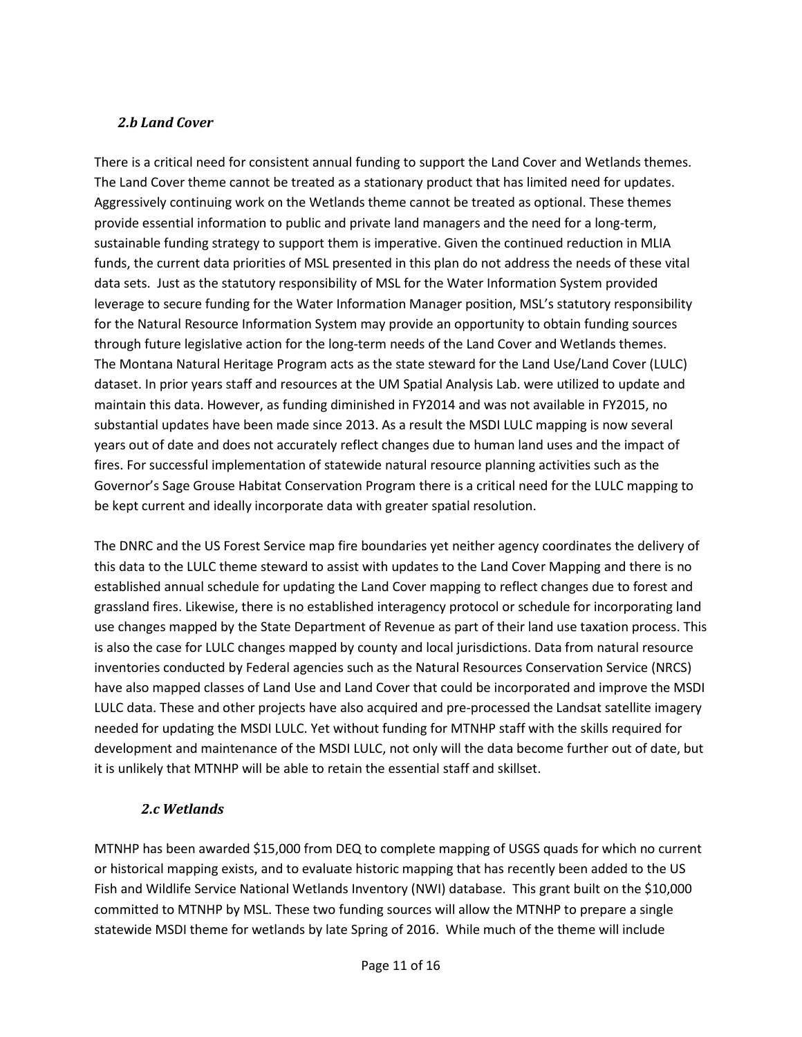### *2.b Land Cover*

There is a critical need for consistent annual funding to support the Land Cover and Wetlands themes. The Land Cover theme cannot be treated as a stationary product that has limited need for updates. Aggressively continuing work on the Wetlands theme cannot be treated as optional. These themes provide essential information to public and private land managers and the need for a long-term, sustainable funding strategy to support them is imperative. Given the continued reduction in MLIA funds, the current data priorities of MSL presented in this plan do not address the needs of these vital data sets. Just as the statutory responsibility of MSL for the Water Information System provided leverage to secure funding for the Water Information Manager position, MSL's statutory responsibility for the Natural Resource Information System may provide an opportunity to obtain funding sources through future legislative action for the long-term needs of the Land Cover and Wetlands themes. The Montana Natural Heritage Program acts as the state steward for the Land Use/Land Cover (LULC) dataset. In prior years staff and resources at the UM Spatial Analysis Lab. were utilized to update and maintain this data. However, as funding diminished in FY2014 and was not available in FY2015, no substantial updates have been made since 2013. As a result the MSDI LULC mapping is now several years out of date and does not accurately reflect changes due to human land uses and the impact of fires. For successful implementation of statewide natural resource planning activities such as the Governor's Sage Grouse Habitat Conservation Program there is a critical need for the LULC mapping to be kept current and ideally incorporate data with greater spatial resolution.

The DNRC and the US Forest Service map fire boundaries yet neither agency coordinates the delivery of this data to the LULC theme steward to assist with updates to the Land Cover Mapping and there is no established annual schedule for updating the Land Cover mapping to reflect changes due to forest and grassland fires. Likewise, there is no established interagency protocol or schedule for incorporating land use changes mapped by the State Department of Revenue as part of their land use taxation process. This is also the case for LULC changes mapped by county and local jurisdictions. Data from natural resource inventories conducted by Federal agencies such as the Natural Resources Conservation Service (NRCS) have also mapped classes of Land Use and Land Cover that could be incorporated and improve the MSDI LULC data. These and other projects have also acquired and pre-processed the Landsat satellite imagery needed for updating the MSDI LULC. Yet without funding for MTNHP staff with the skills required for development and maintenance of the MSDI LULC, not only will the data become further out of date, but it is unlikely that MTNHP will be able to retain the essential staff and skillset.

### *2.c Wetlands*

MTNHP has been awarded $15,000 from DEQ to complete mapping of USGS quads for which no current or historical mapping exists, and to evaluate historic mapping that has recently been added to the US Fish and Wildlife Service National Wetlands Inventory (NWI) database. This grant built on the $10,000 committed to MTNHP by MSL. These two funding sources will allow the MTNHP to prepare a single statewide MSDI theme for wetlands by late Spring of 2016. While much of the theme will include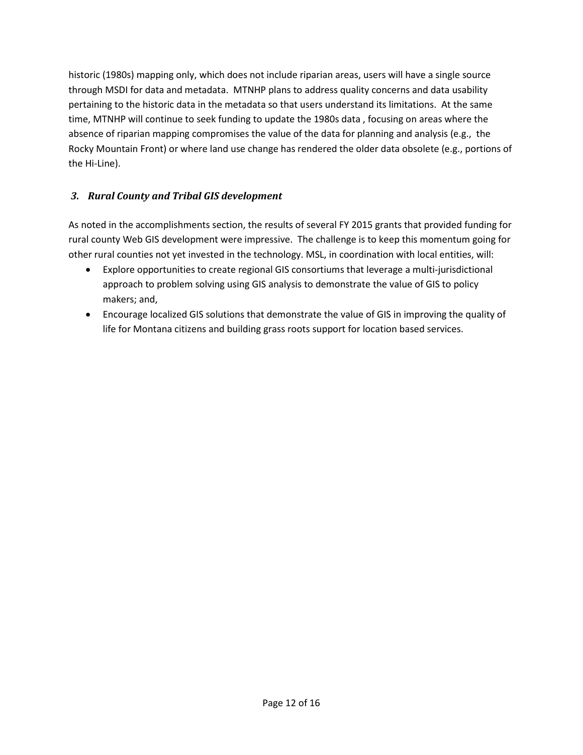historic (1980s) mapping only, which does not include riparian areas, users will have a single source through MSDI for data and metadata. MTNHP plans to address quality concerns and data usability pertaining to the historic data in the metadata so that users understand its limitations. At the same time, MTNHP will continue to seek funding to update the 1980s data , focusing on areas where the absence of riparian mapping compromises the value of the data for planning and analysis (e.g., the Rocky Mountain Front) or where land use change has rendered the older data obsolete (e.g., portions of the Hi-Line).

### *3. Rural County and Tribal GIS development*

As noted in the accomplishments section, the results of several FY 2015 grants that provided funding for rural county Web GIS development were impressive. The challenge is to keep this momentum going for other rural counties not yet invested in the technology. MSL, in coordination with local entities, will:

- Explore opportunities to create regional GIS consortiums that leverage a multi-jurisdictional approach to problem solving using GIS analysis to demonstrate the value of GIS to policy makers; and,
- Encourage localized GIS solutions that demonstrate the value of GIS in improving the quality of life for Montana citizens and building grass roots support for location based services.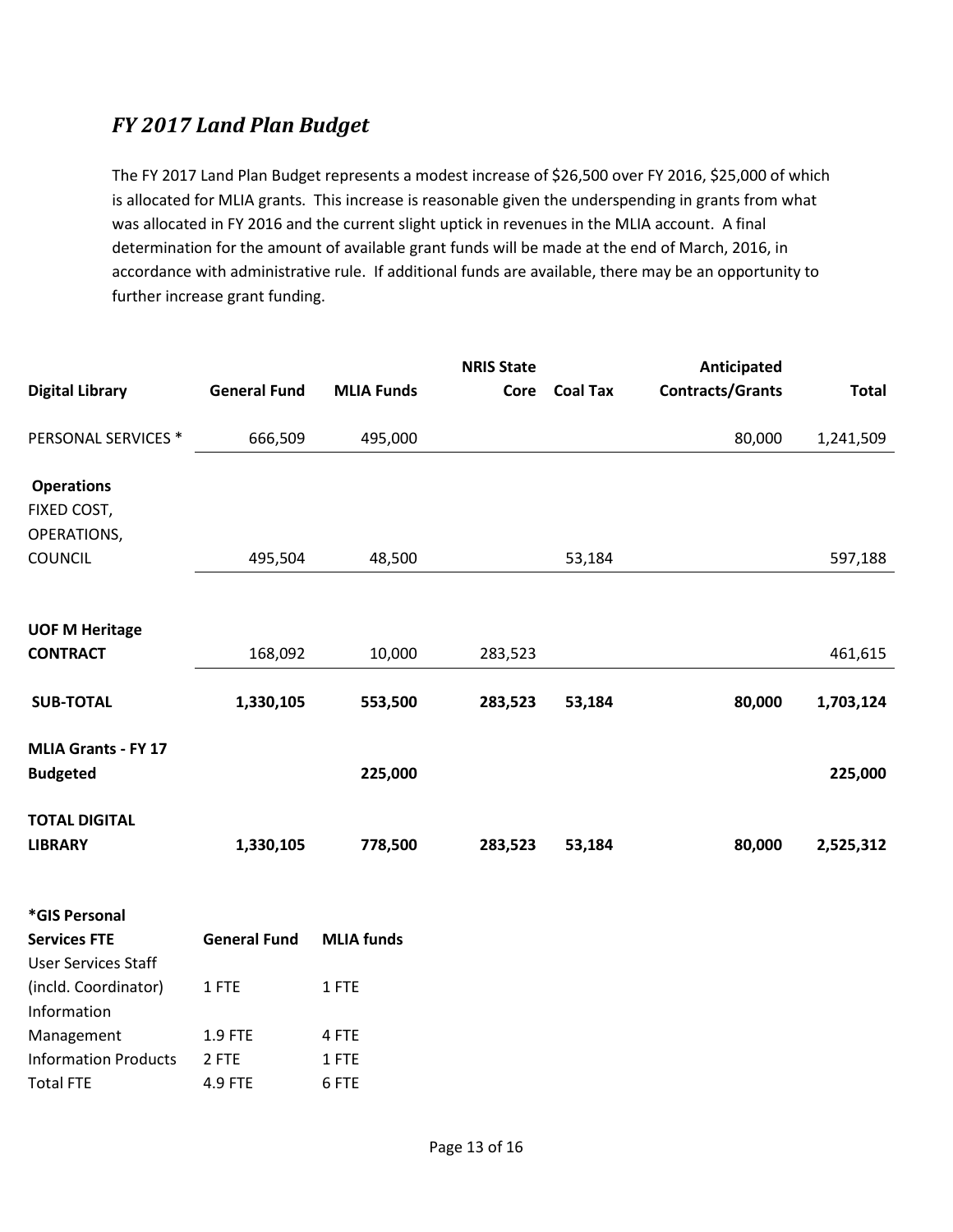## *FY 2017 Land Plan Budget*

The FY 2017 Land Plan Budget represents a modest increase of $26,500 over FY 2016, $25,000 of which is allocated for MLIA grants. This increase is reasonable given the underspending in grants from what was allocated in FY 2016 and the current slight uptick in revenues in the MLIA account. A final determination for the amount of available grant funds will be made at the end of March, 2016, in accordance with administrative rule. If additional funds are available, there may be an opportunity to further increase grant funding.

| Digital Library | General Fund | MLIA Funds | NRIS State Core | Coal Tax | Anticipated Contracts/Grants | Total |
|---|---|---|---|---|---|---|
| PERSONAL SERVICES * | 666,509 | 495,000 | | | 80,000 | 1,241,509 |
| **Operations** FIXED COST, OPERATIONS, COUNCIL | 495,504 | 48,500 | | 53,184 | | 597,188 |
| **UOF M Heritage CONTRACT** | 168,092 | 10,000 | 283,523 | | | 461,615 |
| **SUB-TOTAL** | **1,330,105** | **553,500** | **283,523** | **53,184** | **80,000** | **1,703,124** |
| **MLIA Grants - FY 17 Budgeted** | | **225,000** | | | | **225,000** |
| **TOTAL DIGITAL LIBRARY** | **1,330,105** | **778,500** | **283,523** | **53,184** | **80,000** | **2,525,312** |

| *GIS Personal Services FTE | General Fund | MLIA funds |
|---|---|---|
| User Services Staff (incld. Coordinator) | 1 FTE | 1 FTE |
| Information Management | 1.9 FTE | 4 FTE |
| Information Products | 2 FTE | 1 FTE |
| Total FTE | 4.9 FTE | 6 FTE |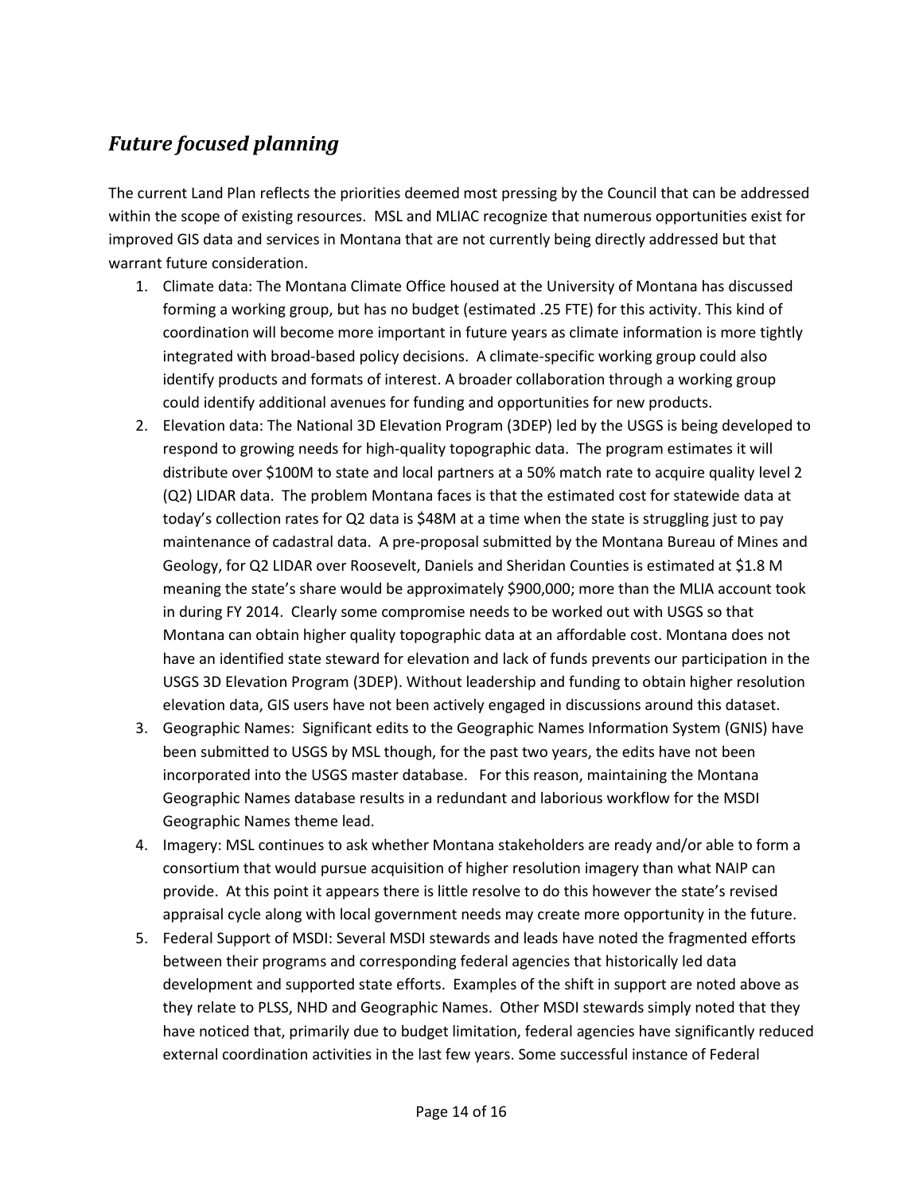## *Future focused planning*

The current Land Plan reflects the priorities deemed most pressing by the Council that can be addressed within the scope of existing resources. MSL and MLIAC recognize that numerous opportunities exist for improved GIS data and services in Montana that are not currently being directly addressed but that warrant future consideration.

1. Climate data: The Montana Climate Office housed at the University of Montana has discussed forming a working group, but has no budget (estimated .25 FTE) for this activity. This kind of coordination will become more important in future years as climate information is more tightly integrated with broad-based policy decisions. A climate-specific working group could also identify products and formats of interest. A broader collaboration through a working group could identify additional avenues for funding and opportunities for new products.
2. Elevation data: The National 3D Elevation Program (3DEP) led by the USGS is being developed to respond to growing needs for high-quality topographic data. The program estimates it will distribute over $100M to state and local partners at a 50% match rate to acquire quality level 2 (Q2) LIDAR data. The problem Montana faces is that the estimated cost for statewide data at today's collection rates for Q2 data is $48M at a time when the state is struggling just to pay maintenance of cadastral data. A pre-proposal submitted by the Montana Bureau of Mines and Geology, for Q2 LIDAR over Roosevelt, Daniels and Sheridan Counties is estimated at $1.8 M meaning the state's share would be approximately $900,000; more than the MLIA account took in during FY 2014. Clearly some compromise needs to be worked out with USGS so that Montana can obtain higher quality topographic data at an affordable cost. Montana does not have an identified state steward for elevation and lack of funds prevents our participation in the USGS 3D Elevation Program (3DEP). Without leadership and funding to obtain higher resolution elevation data, GIS users have not been actively engaged in discussions around this dataset.
3. Geographic Names: Significant edits to the Geographic Names Information System (GNIS) have been submitted to USGS by MSL though, for the past two years, the edits have not been incorporated into the USGS master database. For this reason, maintaining the Montana Geographic Names database results in a redundant and laborious workflow for the MSDI Geographic Names theme lead.
4. Imagery: MSL continues to ask whether Montana stakeholders are ready and/or able to form a consortium that would pursue acquisition of higher resolution imagery than what NAIP can provide. At this point it appears there is little resolve to do this however the state's revised appraisal cycle along with local government needs may create more opportunity in the future.
5. Federal Support of MSDI: Several MSDI stewards and leads have noted the fragmented efforts between their programs and corresponding federal agencies that historically led data development and supported state efforts. Examples of the shift in support are noted above as they relate to PLSS, NHD and Geographic Names. Other MSDI stewards simply noted that they have noticed that, primarily due to budget limitation, federal agencies have significantly reduced external coordination activities in the last few years. Some successful instance of Federal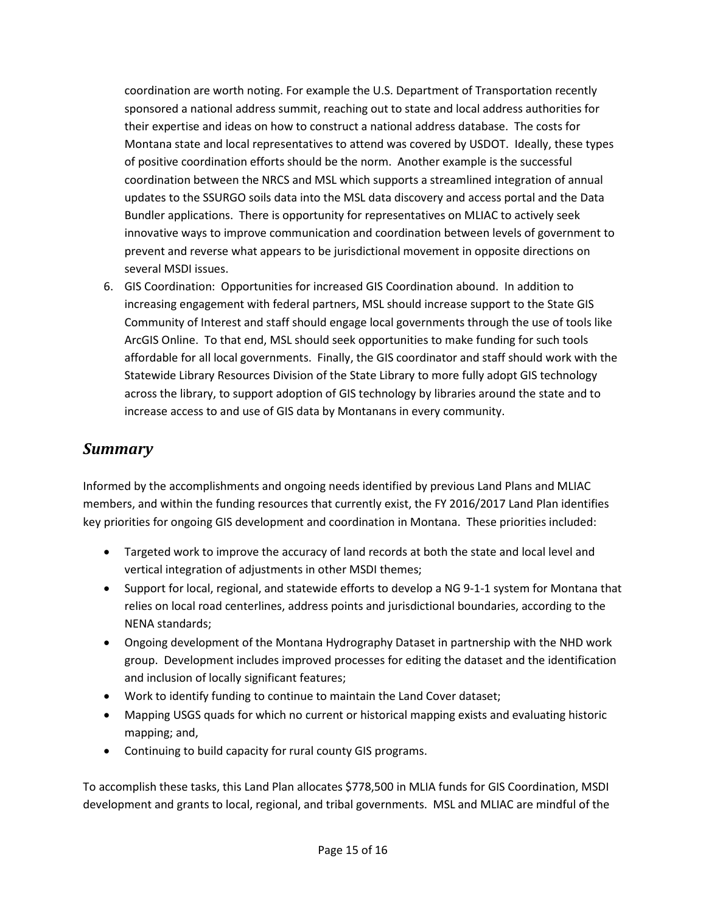coordination are worth noting. For example the U.S. Department of Transportation recently sponsored a national address summit, reaching out to state and local address authorities for their expertise and ideas on how to construct a national address database. The costs for Montana state and local representatives to attend was covered by USDOT. Ideally, these types of positive coordination efforts should be the norm. Another example is the successful coordination between the NRCS and MSL which supports a streamlined integration of annual updates to the SSURGO soils data into the MSL data discovery and access portal and the Data Bundler applications. There is opportunity for representatives on MLIAC to actively seek innovative ways to improve communication and coordination between levels of government to prevent and reverse what appears to be jurisdictional movement in opposite directions on several MSDI issues.

6. GIS Coordination: Opportunities for increased GIS Coordination abound. In addition to increasing engagement with federal partners, MSL should increase support to the State GIS Community of Interest and staff should engage local governments through the use of tools like ArcGIS Online. To that end, MSL should seek opportunities to make funding for such tools affordable for all local governments. Finally, the GIS coordinator and staff should work with the Statewide Library Resources Division of the State Library to more fully adopt GIS technology across the library, to support adoption of GIS technology by libraries around the state and to increase access to and use of GIS data by Montanans in every community.

## *Summary*

Informed by the accomplishments and ongoing needs identified by previous Land Plans and MLIAC members, and within the funding resources that currently exist, the FY 2016/2017 Land Plan identifies key priorities for ongoing GIS development and coordination in Montana. These priorities included:

- Targeted work to improve the accuracy of land records at both the state and local level and vertical integration of adjustments in other MSDI themes;
- Support for local, regional, and statewide efforts to develop a NG 9-1-1 system for Montana that relies on local road centerlines, address points and jurisdictional boundaries, according to the NENA standards;
- Ongoing development of the Montana Hydrography Dataset in partnership with the NHD work group. Development includes improved processes for editing the dataset and the identification and inclusion of locally significant features;
- Work to identify funding to continue to maintain the Land Cover dataset;
- Mapping USGS quads for which no current or historical mapping exists and evaluating historic mapping; and,
- Continuing to build capacity for rural county GIS programs.

To accomplish these tasks, this Land Plan allocates $778,500 in MLIA funds for GIS Coordination, MSDI development and grants to local, regional, and tribal governments. MSL and MLIAC are mindful of the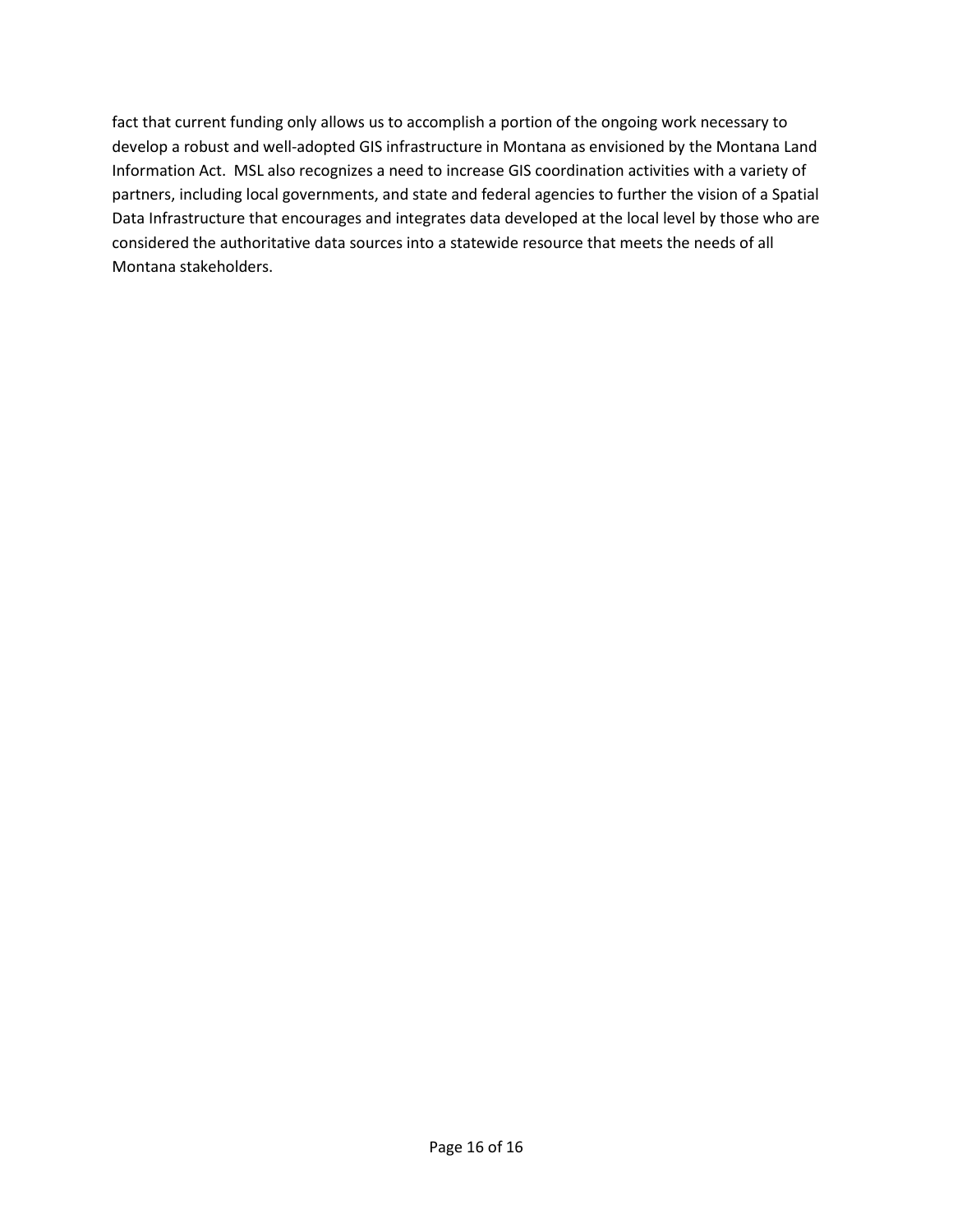fact that current funding only allows us to accomplish a portion of the ongoing work necessary to develop a robust and well-adopted GIS infrastructure in Montana as envisioned by the Montana Land Information Act. MSL also recognizes a need to increase GIS coordination activities with a variety of partners, including local governments, and state and federal agencies to further the vision of a Spatial Data Infrastructure that encourages and integrates data developed at the local level by those who are considered the authoritative data sources into a statewide resource that meets the needs of all Montana stakeholders.